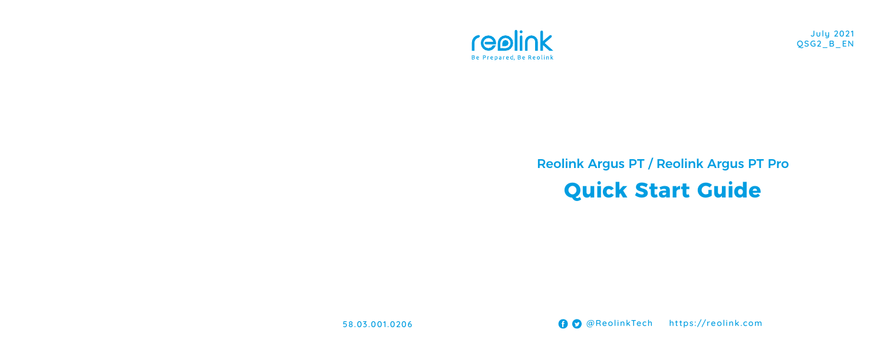reolink

Be Prepared, Be Reolink

July 2021
QSG2_B_EN

## Reolink Argus PT / Reolink Argus PT Pro

# Quick Start Guide

58.03.001.0206

@ReolinkTech https://reolink.com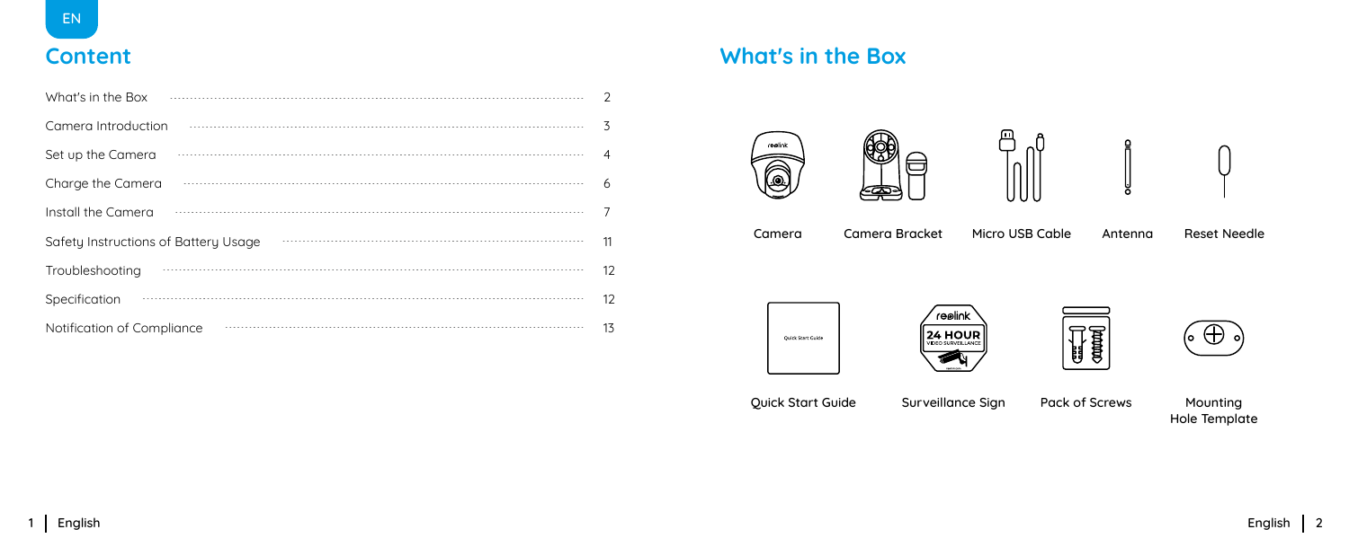# Content

| | |
|---|---|
| What's in the Box | 2 |
| Camera Introduction | 3 |
| Set up the Camera | 4 |
| Charge the Camera | 6 |
| Install the Camera | 7 |
| Safety Instructions of Battery Usage | 11 |
| Troubleshooting | 12 |
| Specification | 12 |
| Notification of Compliance | 13 |

# What's in the Box

- Camera
- Camera Bracket
- Micro USB Cable
- Antenna
- Reset Needle
- Quick Start Guide
- Surveillance Sign
- Pack of Screws
- Mounting Hole Template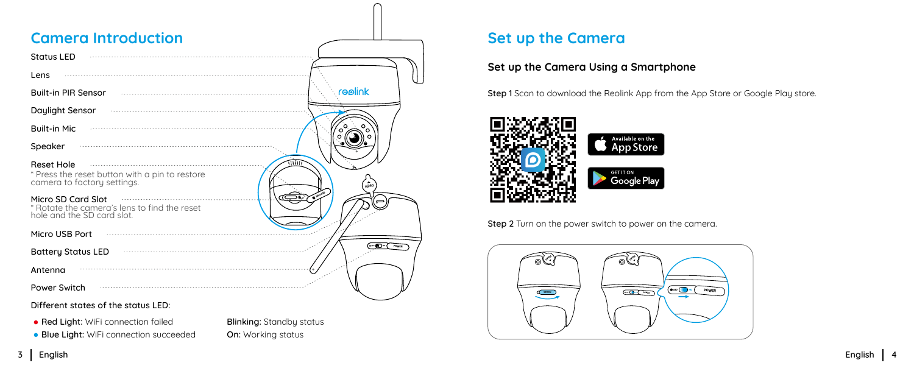## Camera Introduction

- Status LED
- Lens
- Built-in PIR Sensor
- Daylight Sensor
- Built-in Mic
- Speaker
- Reset Hole
  * Press the reset button with a pin to restore camera to factory settings.
- Micro SD Card Slot
  * Rotate the camera's lens to find the reset hole and the SD card slot.
- Micro USB Port
- Battery Status LED
- Antenna
- Power Switch

Different states of the status LED:

- **Red Light:** WiFi connection failed
- **Blue Light:** WiFi connection succeeded

**Blinking:** Standby status

**On:** Working status

## Set up the Camera

### Set up the Camera Using a Smartphone

**Step 1** Scan to download the Reolink App from the App Store or Google Play store.

**Step 2** Turn on the power switch to power on the camera.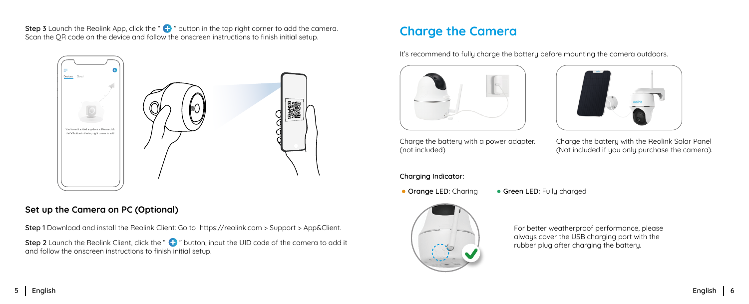**Step 3** Launch the Reolink App, click the " + " button in the top right corner to add the camera. Scan the QR code on the device and follow the onscreen instructions to finish initial setup.

## Set up the Camera on PC (Optional)

**Step 1** Download and install the Reolink Client: Go to https://reolink.com > Support > App&Client.

**Step 2** Launch the Reolink Client, click the " + " button, input the UID code of the camera to add it and follow the onscreen instructions to finish initial setup.

# Charge the Camera

It's recommend to fully charge the battery before mounting the camera outdoors.

Charge the battery with a power adapter. (not included)

Charge the battery with the Reolink Solar Panel (Not included if you only purchase the camera).

**Charging Indicator:**

- **Orange LED:** Charing
- **Green LED:** Fully charged

For better weatherproof performance, please always cover the USB charging port with the rubber plug after charging the battery.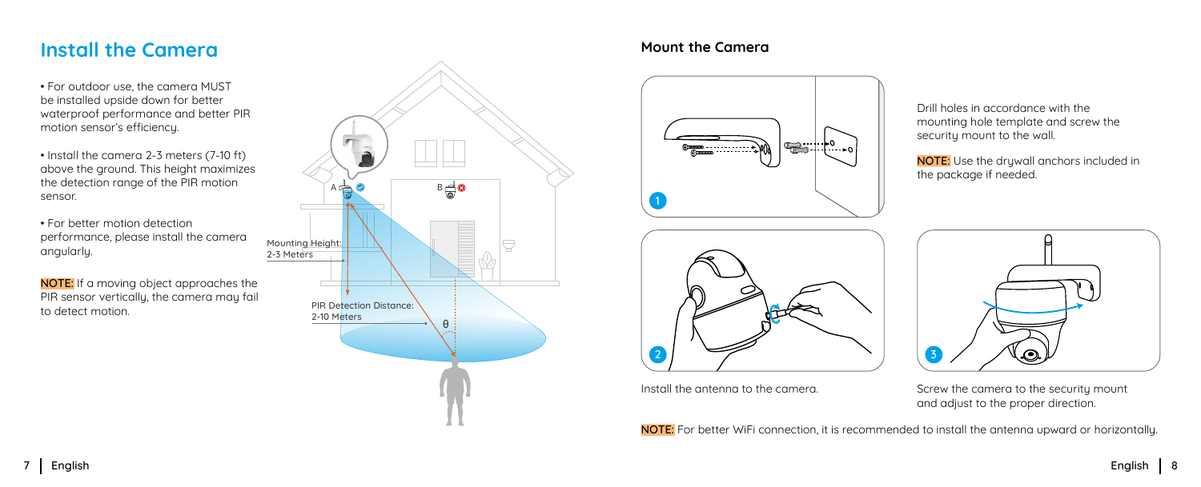## Install the Camera

• For outdoor use, the camera MUST be installed upside down for better waterproof performance and better PIR motion sensor's efficiency.

• Install the camera 2-3 meters (7-10 ft) above the ground. This height maximizes the detection range of the PIR motion sensor.

• For better motion detection performance, please install the camera angularly.

**NOTE:** If a moving object approaches the PIR sensor vertically, the camera may fail to detect motion.

Mounting Height: 2-3 Meters

PIR Detection Distance: 2-10 Meters

## Mount the Camera

1. Drill holes in accordance with the mounting hole template and screw the security mount to the wall.

   **NOTE:** Use the drywall anchors included in the package if needed.

2. Install the antenna to the camera.

3. Screw the camera to the security mount and adjust to the proper direction.

**NOTE:** For better WiFi connection, it is recommended to install the antenna upward or horizontally.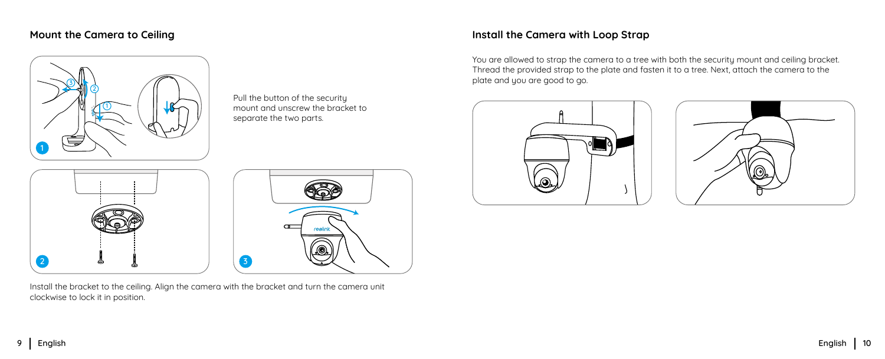## Mount the Camera to Ceiling

Pull the button of the security mount and unscrew the bracket to separate the two parts.

Install the bracket to the ceiling. Align the camera with the bracket and turn the camera unit clockwise to lock it in position.

## Install the Camera with Loop Strap

You are allowed to strap the camera to a tree with both the security mount and ceiling bracket. Thread the provided strap to the plate and fasten it to a tree. Next, attach the camera to the plate and you are good to go.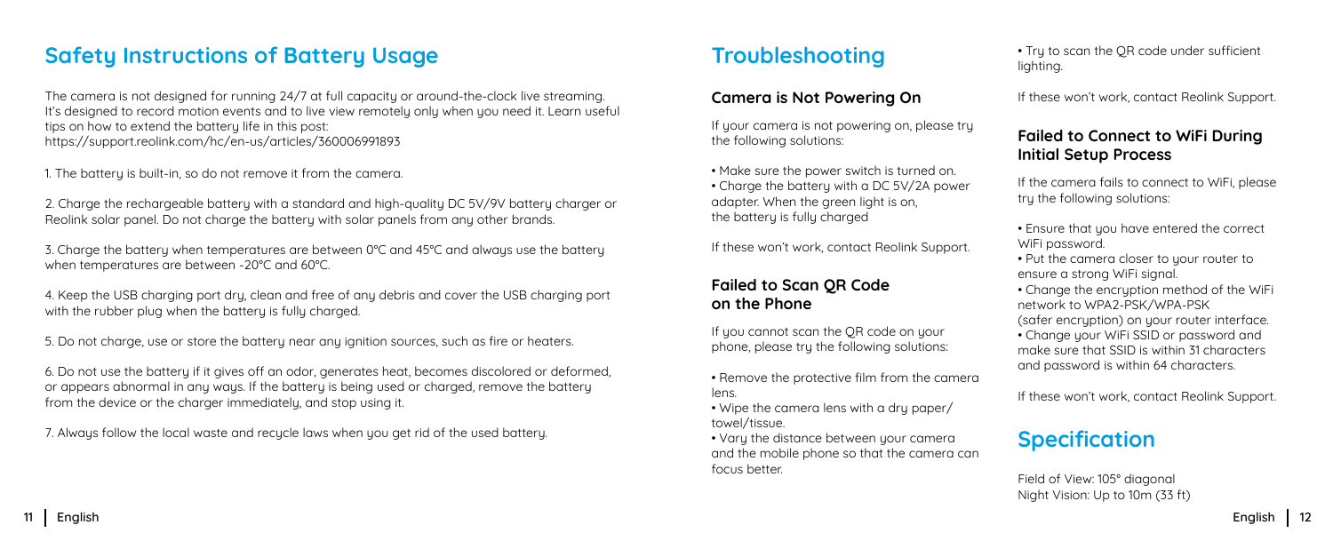## Safety Instructions of Battery Usage

The camera is not designed for running 24/7 at full capacity or around-the-clock live streaming. It's designed to record motion events and to live view remotely only when you need it. Learn useful tips on how to extend the battery life in this post:
https://support.reolink.com/hc/en-us/articles/360006991893

1. The battery is built-in, so do not remove it from the camera.

2. Charge the rechargeable battery with a standard and high-quality DC 5V/9V battery charger or Reolink solar panel. Do not charge the battery with solar panels from any other brands.

3. Charge the battery when temperatures are between 0°C and 45°C and always use the battery when temperatures are between -20°C and 60°C.

4. Keep the USB charging port dry, clean and free of any debris and cover the USB charging port with the rubber plug when the battery is fully charged.

5. Do not charge, use or store the battery near any ignition sources, such as fire or heaters.

6. Do not use the battery if it gives off an odor, generates heat, becomes discolored or deformed, or appears abnormal in any ways. If the battery is being used or charged, remove the battery from the device or the charger immediately, and stop using it.

7. Always follow the local waste and recycle laws when you get rid of the used battery.

## Troubleshooting

### Camera is Not Powering On

If your camera is not powering on, please try the following solutions:

- Make sure the power switch is turned on.
- Charge the battery with a DC 5V/2A power adapter. When the green light is on, the battery is fully charged

If these won't work, contact Reolink Support.

### Failed to Scan QR Code on the Phone

If you cannot scan the QR code on your phone, please try the following solutions:

- Remove the protective film from the camera lens.
- Wipe the camera lens with a dry paper/towel/tissue.
- Vary the distance between your camera and the mobile phone so that the camera can focus better.
- Try to scan the QR code under sufficient lighting.

If these won't work, contact Reolink Support.

### Failed to Connect to WiFi During Initial Setup Process

If the camera fails to connect to WiFi, please try the following solutions:

- Ensure that you have entered the correct WiFi password.
- Put the camera closer to your router to ensure a strong WiFi signal.
- Change the encryption method of the WiFi network to WPA2-PSK/WPA-PSK (safer encryption) on your router interface.
- Change your WiFi SSID or password and make sure that SSID is within 31 characters and password is within 64 characters.

If these won't work, contact Reolink Support.

## Specification

Field of View: 105° diagonal
Night Vision: Up to 10m (33 ft)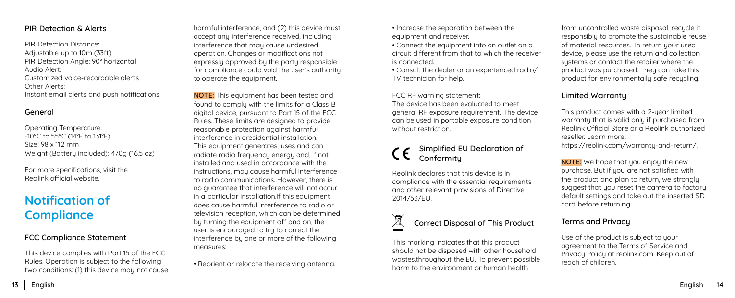### PIR Detection & Alerts

PIR Detection Distance:
Adjustable up to 10m (33ft)
PIR Detection Angle: 90° horizontal
Audio Alert:
Customized voice-recordable alerts
Other Alerts:
Instant email alerts and push notifications

### General

Operating Temperature:
-10°C to 55°C (14°F to 131°F)
Size: 98 x 112 mm
Weight (Battery included): 470g (16.5 oz)

For more specifications, visit the Reolink official website.

## Notification of Compliance

### FCC Compliance Statement

This device complies with Part 15 of the FCC Rules. Operation is subject to the following two conditions: (1) this device may not cause harmful interference, and (2) this device must accept any interference received, including interference that may cause undesired operation. Changes or modifications not expressly approved by the party responsible for compliance could void the user's authority to operate the equipment.

**NOTE:** This equipment has been tested and found to comply with the limits for a Class B digital device, pursuant to Part 15 of the FCC Rules. These limits are designed to provide reasonable protection against harmful interference in aresidential installation. This equipment generates, uses and can radiate radio frequency energy and, if not installed and used in accordance with the instructions, may cause harmful interference to radio communications. However, there is no guarantee that interference will not occur in a particular installation.If this equipment does cause harmful interference to radio or television reception, which can be determined by turning the equipment off and on, the user is encouraged to try to correct the interference by one or more of the following measures:

- Reorient or relocate the receiving antenna.
- Increase the separation between the equipment and receiver.
- Connect the equipment into an outlet on a circuit different from that to which the receiver is connected.
- Consult the dealer or an experienced radio/ TV technician for help.

FCC RF warning statement:
The device has been evaluated to meet general RF exposure requirement. The device can be used in portable exposure condition without restriction.

### Simplified EU Declaration of Conformity

Reolink declares that this device is in compliance with the essential requirements and other relevant provisions of Directive 2014/53/EU.

### Correct Disposal of This Product

This marking indicates that this product should not be disposed with other household wastes.throughout the EU. To prevent possible harm to the environment or human health from uncontrolled waste disposal, recycle it responsibly to promote the sustainable reuse of material resources. To return your used device, please use the return and collection systems or contact the retailer where the product was purchased. They can take this product for environmentally safe recycling.

### Limited Warranty

This product comes with a 2-year limited warranty that is valid only if purchased from Reolink Official Store or a Reolink authorized reseller. Learn more:
https://reolink.com/warranty-and-return/.

**NOTE:** We hope that you enjoy the new purchase. But if you are not satisfied with the product and plan to return, we strongly suggest that you reset the camera to factory default settings and take out the inserted SD card before returning.

### Terms and Privacy

Use of the product is subject to your agreement to the Terms of Service and Privacy Policy at reolink.com. Keep out of reach of children.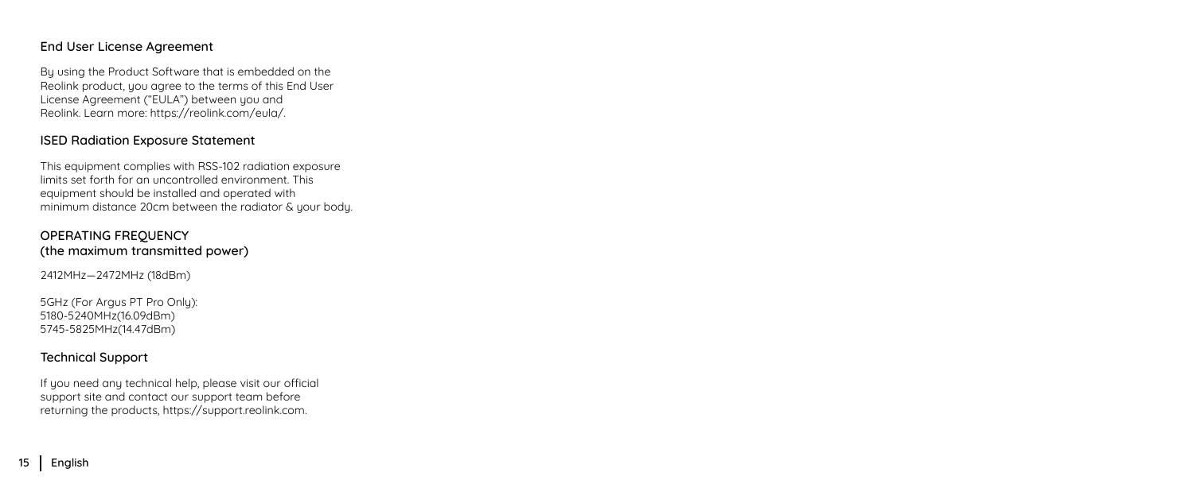## End User License Agreement

By using the Product Software that is embedded on the Reolink product, you agree to the terms of this End User License Agreement ("EULA") between you and Reolink. Learn more: https://reolink.com/eula/.

## ISED Radiation Exposure Statement

This equipment complies with RSS-102 radiation exposure limits set forth for an uncontrolled environment. This equipment should be installed and operated with minimum distance 20cm between the radiator & your body.

## OPERATING FREQUENCY (the maximum transmitted power)

2412MHz—2472MHz (18dBm)

5GHz (For Argus PT Pro Only):
5180-5240MHz(16.09dBm)
5745-5825MHz(14.47dBm)

## Technical Support

If you need any technical help, please visit our official support site and contact our support team before returning the products, https://support.reolink.com.